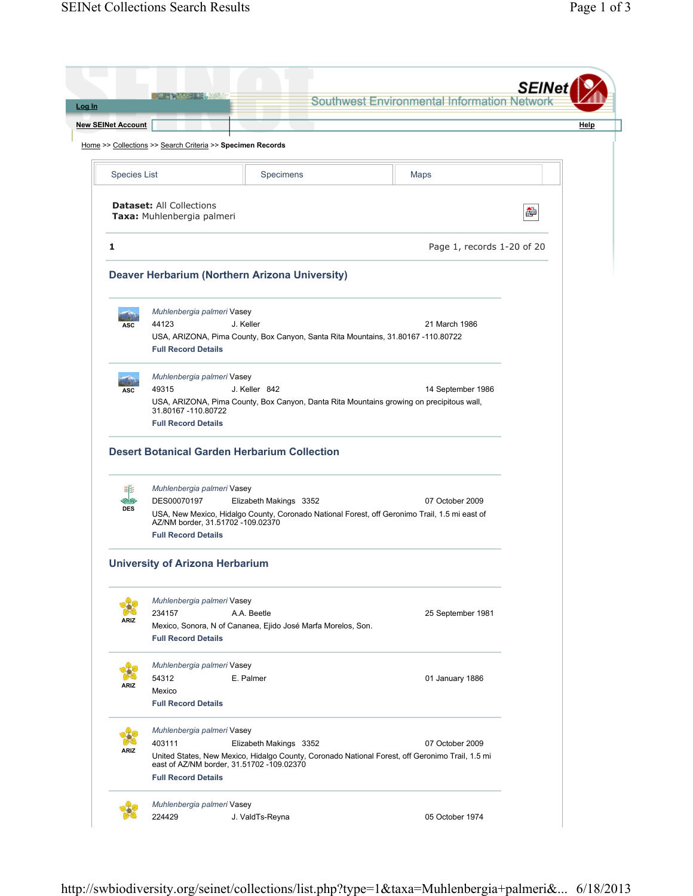Log In

New SEINet Account

SEINet Southwest Environmental Information Network

Help

Home >> Collections >> Search Criteria >> **Specimen Records**

Species List | Specimens | Maps

**Dataset:** All Collections
**Taxa:** Muhlenbergia palmeri

**1** Page 1, records 1-20 of 20

## Deaver Herbarium (Northern Arizona University)

ASC

*Muhlenbergia palmeri* Vasey
44123 J. Keller 21 March 1986
USA, ARIZONA, Pima County, Box Canyon, Santa Rita Mountains, 31.80167 -110.80722
**Full Record Details**

ASC

*Muhlenbergia palmeri* Vasey
49315 J. Keller 842 14 September 1986
USA, ARIZONA, Pima County, Box Canyon, Danta Rita Mountains growing on precipitous wall, 31.80167 -110.80722
**Full Record Details**

## Desert Botanical Garden Herbarium Collection

DES

*Muhlenbergia palmeri* Vasey
DES00070197 Elizabeth Makings 3352 07 October 2009
USA, New Mexico, Hidalgo County, Coronado National Forest, off Geronimo Trail, 1.5 mi east of AZ/NM border, 31.51702 -109.02370
**Full Record Details**

## University of Arizona Herbarium

ARIZ

*Muhlenbergia palmeri* Vasey
234157 A.A. Beetle 25 September 1981
Mexico, Sonora, N of Cananea, Ejido José Marfa Morelos, Son.
**Full Record Details**

ARIZ

*Muhlenbergia palmeri* Vasey
54312 E. Palmer 01 January 1886
Mexico
**Full Record Details**

ARIZ

*Muhlenbergia palmeri* Vasey
403111 Elizabeth Makings 3352 07 October 2009
United States, New Mexico, Hidalgo County, Coronado National Forest, off Geronimo Trail, 1.5 mi east of AZ/NM border, 31.51702 -109.02370
**Full Record Details**

*Muhlenbergia palmeri* Vasey
224429 J. ValdTs-Reyna 05 October 1974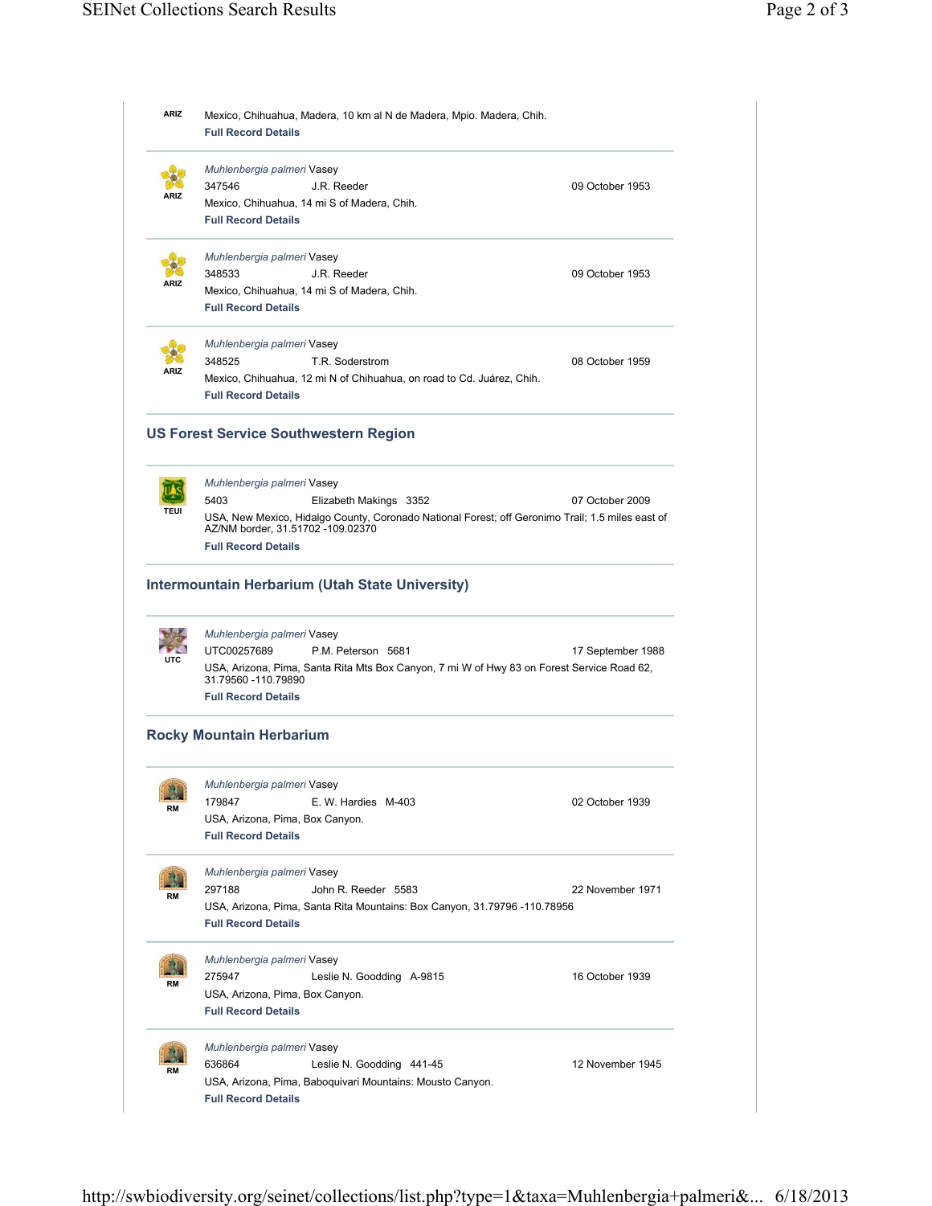ARIZ

Mexico, Chihuahua, Madera, 10 km al N de Madera, Mpio. Madera, Chih.

**Full Record Details**

---

ARIZ

*Muhlenbergia palmeri* Vasey
347546 J.R. Reeder 09 October 1953
Mexico, Chihuahua, 14 mi S of Madera, Chih.
**Full Record Details**

---

ARIZ

*Muhlenbergia palmeri* Vasey
348533 J.R. Reeder 09 October 1953
Mexico, Chihuahua, 14 mi S of Madera, Chih.
**Full Record Details**

---

ARIZ

*Muhlenbergia palmeri* Vasey
348525 T.R. Soderstrom 08 October 1959
Mexico, Chihuahua, 12 mi N of Chihuahua, on road to Cd. Juárez, Chih.
**Full Record Details**

---

### US Forest Service Southwestern Region

---

TEUI

*Muhlenbergia palmeri* Vasey
5403 Elizabeth Makings 3352 07 October 2009
USA, New Mexico, Hidalgo County, Coronado National Forest; off Geronimo Trail; 1.5 miles east of AZ/NM border, 31.51702 -109.02370
**Full Record Details**

---

### Intermountain Herbarium (Utah State University)

---

UTC

*Muhlenbergia palmeri* Vasey
UTC00257689 P.M. Peterson 5681 17 September 1988
USA, Arizona, Pima, Santa Rita Mts Box Canyon, 7 mi W of Hwy 83 on Forest Service Road 62, 31.79560 -110.79890
**Full Record Details**

---

### Rocky Mountain Herbarium

---

RM

*Muhlenbergia palmeri* Vasey
179847 E. W. Hardies M-403 02 October 1939
USA, Arizona, Pima, Box Canyon.
**Full Record Details**

---

RM

*Muhlenbergia palmeri* Vasey
297188 John R. Reeder 5583 22 November 1971
USA, Arizona, Pima, Santa Rita Mountains: Box Canyon, 31.79796 -110.78956
**Full Record Details**

---

RM

*Muhlenbergia palmeri* Vasey
275947 Leslie N. Goodding A-9815 16 October 1939
USA, Arizona, Pima, Box Canyon.
**Full Record Details**

---

RM

*Muhlenbergia palmeri* Vasey
636864 Leslie N. Goodding 441-45 12 November 1945
USA, Arizona, Pima, Baboquivari Mountains: Mousto Canyon.
**Full Record Details**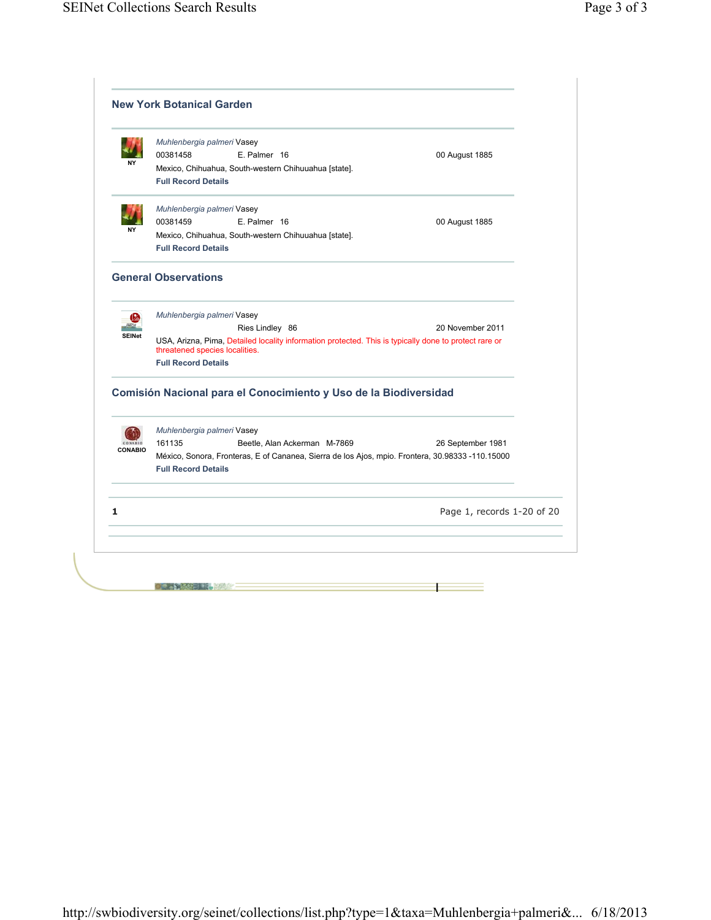## New York Botanical Garden

NY

*Muhlenbergia palmeri* Vasey
00381458 E. Palmer 16 00 August 1885
Mexico, Chihuahua, South-western Chihuahua [state].
**Full Record Details**

NY

*Muhlenbergia palmeri* Vasey
00381459 E. Palmer 16 00 August 1885
Mexico, Chihuahua, South-western Chihuahua [state].
**Full Record Details**

## General Observations

SEINet

*Muhlenbergia palmeri* Vasey
Ries Lindley 86 20 November 2011
USA, Arizna, Pima, Detailed locality information protected. This is typically done to protect rare or threatened species localities.
**Full Record Details**

## Comisión Nacional para el Conocimiento y Uso de la Biodiversidad

CONABIO

*Muhlenbergia palmeri* Vasey
161135 Beetle, Alan Ackerman M-7869 26 September 1981
México, Sonora, Fronteras, E of Cananea, Sierra de los Ajos, mpio. Frontera, 30.98333 -110.15000
**Full Record Details**

**1** Page 1, records 1-20 of 20